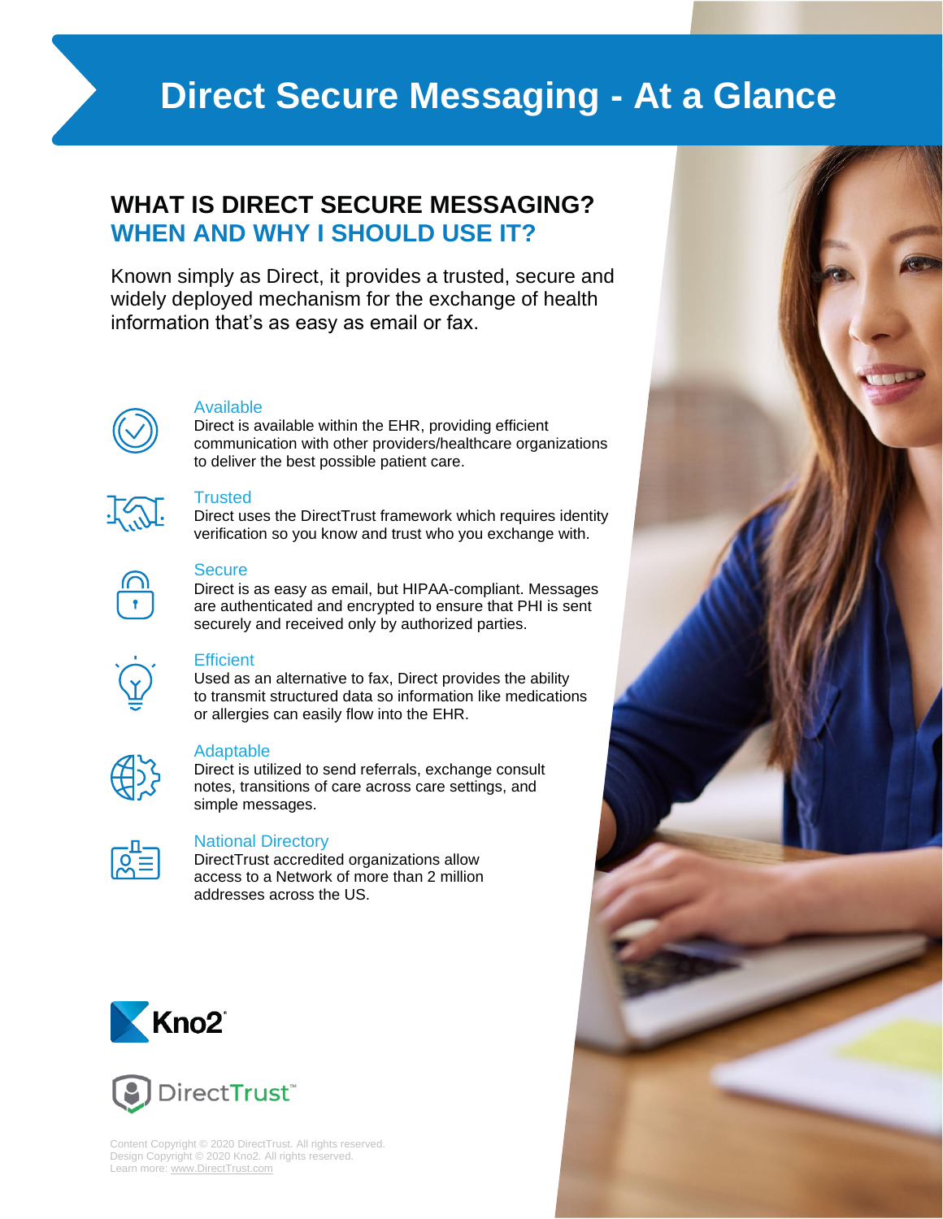# Direct Secure Messaging - At a Glance

## WHAT IS DIRECT SECURE MESSAGING?
## WHEN AND WHY I SHOULD USE IT?

Known simply as Direct, it provides a trusted, secure and widely deployed mechanism for the exchange of health information that's as easy as email or fax.

### Available
Direct is available within the EHR, providing efficient communication with other providers/healthcare organizations to deliver the best possible patient care.

### Trusted
Direct uses the DirectTrust framework which requires identity verification so you know and trust who you exchange with.

### Secure
Direct is as easy as email, but HIPAA-compliant. Messages are authenticated and encrypted to ensure that PHI is sent securely and received only by authorized parties.

### Efficient
Used as an alternative to fax, Direct provides the ability to transmit structured data so information like medications or allergies can easily flow into the EHR.

### Adaptable
Direct is utilized to send referrals, exchange consult notes, transitions of care across care settings, and simple messages.

### National Directory
DirectTrust accredited organizations allow access to a Network of more than 2 million addresses across the US.

Kno2®

DirectTrust™

Content Copyright © 2020 DirectTrust. All rights reserved.
Design Copyright © 2020 Kno2. All rights reserved.
Learn more: www.DirectTrust.com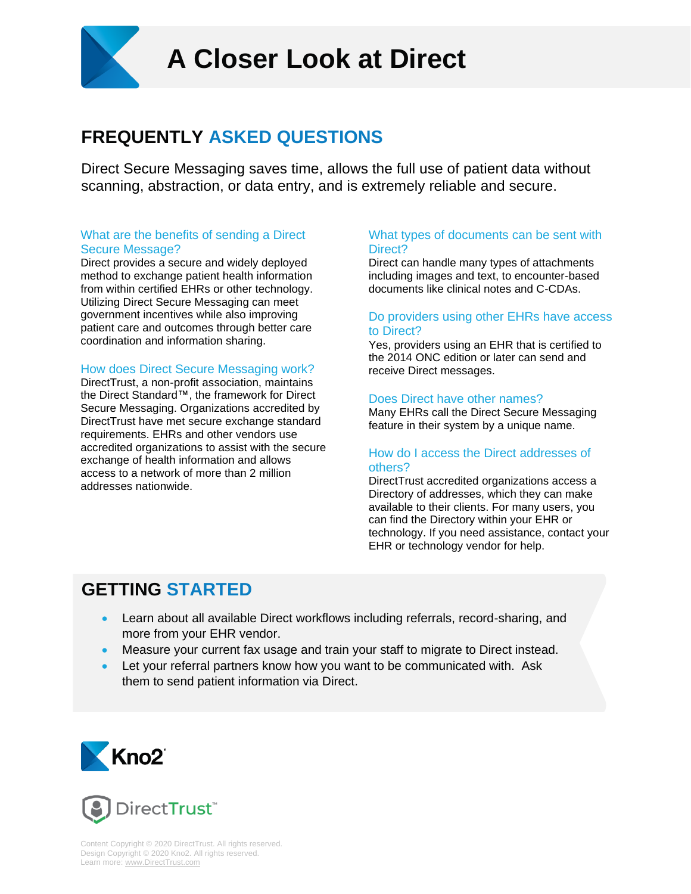# A Closer Look at Direct

## FREQUENTLY ASKED QUESTIONS

Direct Secure Messaging saves time, allows the full use of patient data without scanning, abstraction, or data entry, and is extremely reliable and secure.

### What are the benefits of sending a Direct Secure Message?

Direct provides a secure and widely deployed method to exchange patient health information from within certified EHRs or other technology. Utilizing Direct Secure Messaging can meet government incentives while also improving patient care and outcomes through better care coordination and information sharing.

### How does Direct Secure Messaging work?

DirectTrust, a non-profit association, maintains the Direct Standard™, the framework for Direct Secure Messaging. Organizations accredited by DirectTrust have met secure exchange standard requirements. EHRs and other vendors use accredited organizations to assist with the secure exchange of health information and allows access to a network of more than 2 million addresses nationwide.

### What types of documents can be sent with Direct?

Direct can handle many types of attachments including images and text, to encounter-based documents like clinical notes and C-CDAs.

### Do providers using other EHRs have access to Direct?

Yes, providers using an EHR that is certified to the 2014 ONC edition or later can send and receive Direct messages.

### Does Direct have other names?

Many EHRs call the Direct Secure Messaging feature in their system by a unique name.

### How do I access the Direct addresses of others?

DirectTrust accredited organizations access a Directory of addresses, which they can make available to their clients. For many users, you can find the Directory within your EHR or technology. If you need assistance, contact your EHR or technology vendor for help.

## GETTING STARTED

- Learn about all available Direct workflows including referrals, record-sharing, and more from your EHR vendor.
- Measure your current fax usage and train your staff to migrate to Direct instead.
- Let your referral partners know how you want to be communicated with. Ask them to send patient information via Direct.

Kno2®

DirectTrust™

Content Copyright © 2020 DirectTrust. All rights reserved.
Design Copyright © 2020 Kno2. All rights reserved.
Learn more: www.DirectTrust.com